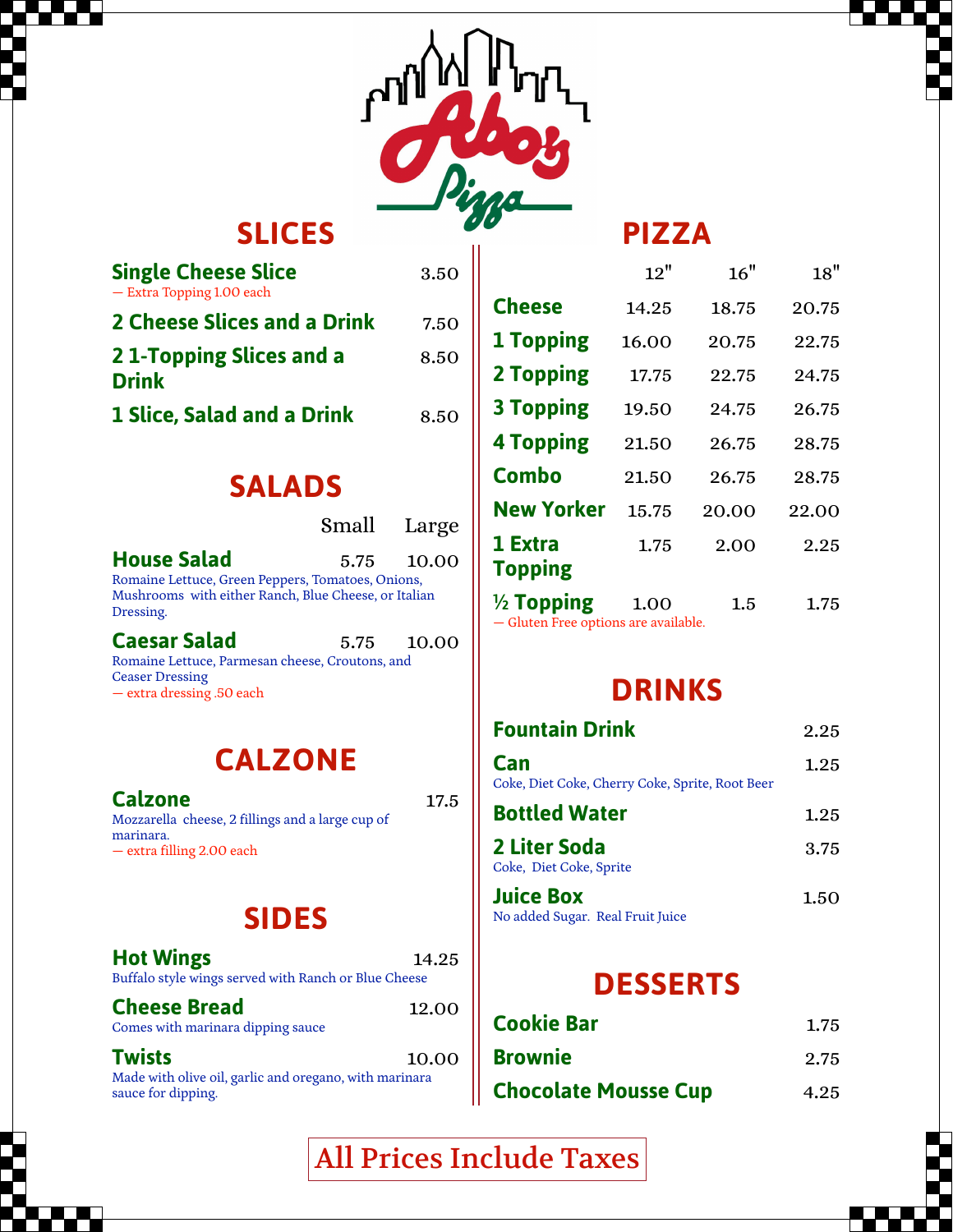# Abo's Pizza

## SLICES

| Item | Price |
|---|---|
| **Single Cheese Slice** — Extra Topping 1.00 each | 3.50 |
| **2 Cheese Slices and a Drink** | 7.50 |
| **2 1-Topping Slices and a Drink** | 8.50 |
| **1 Slice, Salad and a Drink** | 8.50 |

## SALADS

| | Small | Large |
|---|---|---|
| **House Salad** | 5.75 | 10.00 |
| **Caesar Salad** | 5.75 | 10.00 |

**House Salad** — Romaine Lettuce, Green Peppers, Tomatoes, Onions, Mushrooms with either Ranch, Blue Cheese, or Italian Dressing.

**Caesar Salad** — Romaine Lettuce, Parmesan cheese, Croutons, and Ceaser Dressing
— extra dressing .50 each

## CALZONE

**Calzone** 17.5
Mozzarella cheese, 2 fillings and a large cup of marinara.
— extra filling 2.00 each

## SIDES

**Hot Wings** 14.25
Buffalo style wings served with Ranch or Blue Cheese

**Cheese Bread** 12.00
Comes with marinara dipping sauce

**Twists** 10.00
Made with olive oil, garlic and oregano, with marinara sauce for dipping.

## PIZZA

| | 12" | 16" | 18" |
|---|---|---|---|
| **Cheese** | 14.25 | 18.75 | 20.75 |
| **1 Topping** | 16.00 | 20.75 | 22.75 |
| **2 Topping** | 17.75 | 22.75 | 24.75 |
| **3 Topping** | 19.50 | 24.75 | 26.75 |
| **4 Topping** | 21.50 | 26.75 | 28.75 |
| **Combo** | 21.50 | 26.75 | 28.75 |
| **New Yorker** | 15.75 | 20.00 | 22.00 |
| **1 Extra Topping** | 1.75 | 2.00 | 2.25 |
| **½ Topping** | 1.00 | 1.5 | 1.75 |

— Gluten Free options are available.

## DRINKS

| Item | Price |
|---|---|
| **Fountain Drink** | 2.25 |
| **Can** — Coke, Diet Coke, Cherry Coke, Sprite, Root Beer | 1.25 |
| **Bottled Water** | 1.25 |
| **2 Liter Soda** — Coke, Diet Coke, Sprite | 3.75 |
| **Juice Box** — No added Sugar. Real Fruit Juice | 1.50 |

## DESSERTS

| Item | Price |
|---|---|
| **Cookie Bar** | 1.75 |
| **Brownie** | 2.75 |
| **Chocolate Mousse Cup** | 4.25 |

All Prices Include Taxes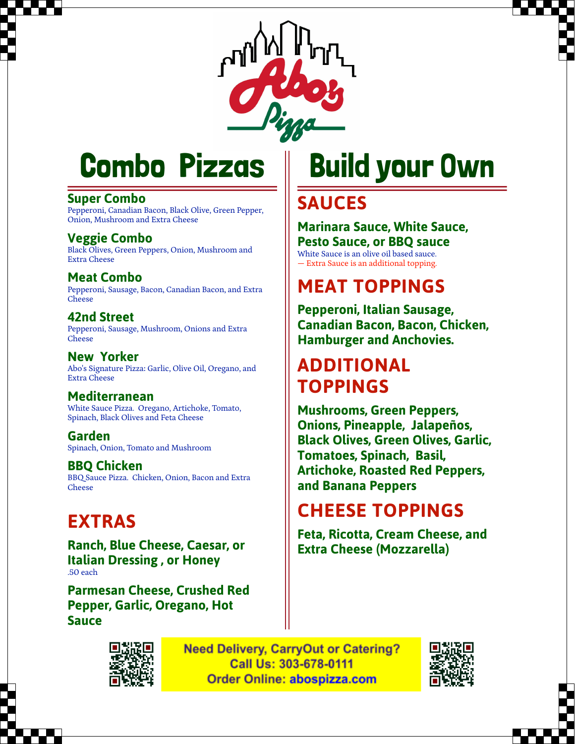# Combo Pizzas

### Super Combo
Pepperoni, Canadian Bacon, Black Olive, Green Pepper, Onion, Mushroom and Extra Cheese

### Veggie Combo
Black Olives, Green Peppers, Onion, Mushroom and Extra Cheese

### Meat Combo
Pepperoni, Sausage, Bacon, Canadian Bacon, and Extra Cheese

### 42nd Street
Pepperoni, Sausage, Mushroom, Onions and Extra Cheese

### New Yorker
Abo's Signature Pizza: Garlic, Olive Oil, Oregano, and Extra Cheese

### Mediterranean
White Sauce Pizza. Oregano, Artichoke, Tomato, Spinach, Black Olives and Feta Cheese

### Garden
Spinach, Onion, Tomato and Mushroom

### BBQ Chicken
BBQ Sauce Pizza. Chicken, Onion, Bacon and Extra Cheese

## EXTRAS

**Ranch, Blue Cheese, Caesar, or Italian Dressing , or Honey**
.50 each

**Parmesan Cheese, Crushed Red Pepper, Garlic, Oregano, Hot Sauce**

# Build your Own

## SAUCES

**Marinara Sauce, White Sauce, Pesto Sauce, or BBQ sauce**
White Sauce is an olive oil based sauce.
— Extra Sauce is an additional topping.

## MEAT TOPPINGS

**Pepperoni, Italian Sausage, Canadian Bacon, Bacon, Chicken, Hamburger and Anchovies.**

## ADDITIONAL TOPPINGS

**Mushrooms, Green Peppers, Onions, Pineapple, Jalapeños, Black Olives, Green Olives, Garlic, Tomatoes, Spinach, Basil, Artichoke, Roasted Red Peppers, and Banana Peppers**

## CHEESE TOPPINGS

**Feta, Ricotta, Cream Cheese, and Extra Cheese (Mozzarella)**

**Need Delivery, CarryOut or Catering?**
**Call Us: 303-678-0111**
**Order Online: abospizza.com**